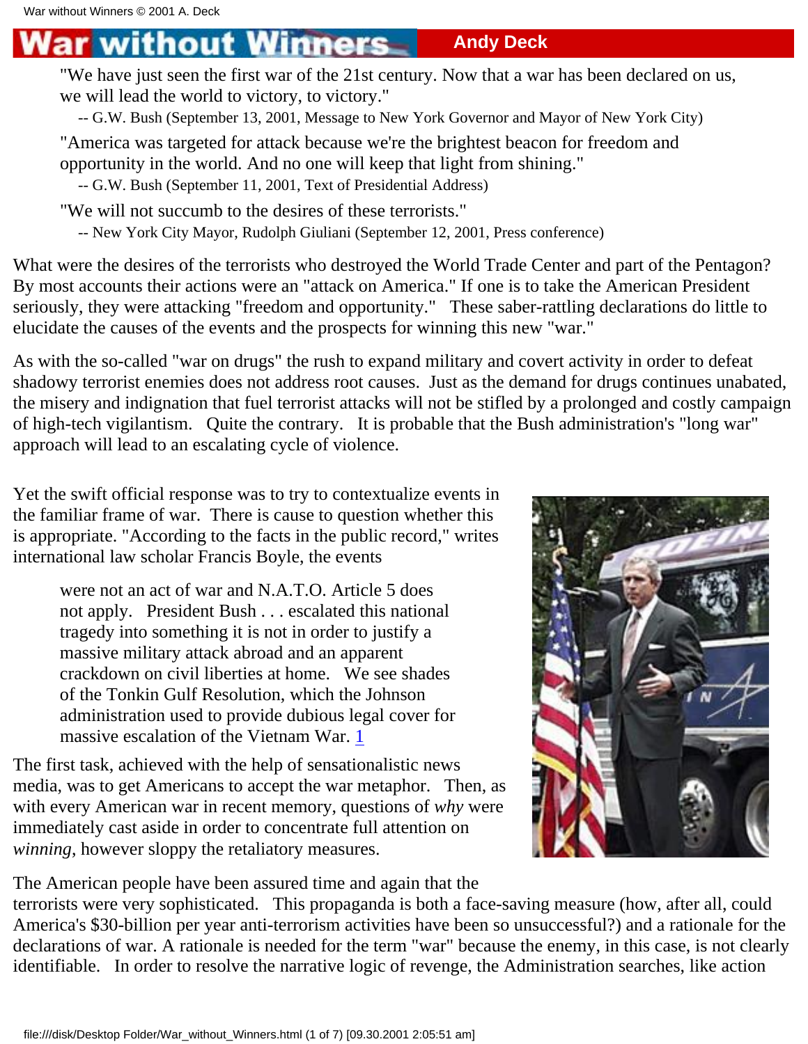# War without Winners

**Andy Deck**

> "We have just seen the first war of the 21st century. Now that a war has been declared on us, we will lead the world to victory, to victory."
>
> -- G.W. Bush (September 13, 2001, Message to New York Governor and Mayor of New York City)
>
> "America was targeted for attack because we're the brightest beacon for freedom and opportunity in the world. And no one will keep that light from shining."
>
> -- G.W. Bush (September 11, 2001, Text of Presidential Address)
>
> "We will not succumb to the desires of these terrorists."
>
> -- New York City Mayor, Rudolph Giuliani (September 12, 2001, Press conference)

What were the desires of the terrorists who destroyed the World Trade Center and part of the Pentagon? By most accounts their actions were an "attack on America." If one is to take the American President seriously, they were attacking "freedom and opportunity." These saber-rattling declarations do little to elucidate the causes of the events and the prospects for winning this new "war."

As with the so-called "war on drugs" the rush to expand military and covert activity in order to defeat shadowy terrorist enemies does not address root causes. Just as the demand for drugs continues unabated, the misery and indignation that fuel terrorist attacks will not be stifled by a prolonged and costly campaign of high-tech vigilantism. Quite the contrary. It is probable that the Bush administration's "long war" approach will lead to an escalating cycle of violence.

Yet the swift official response was to try to contextualize events in the familiar frame of war. There is cause to question whether this is appropriate. "According to the facts in the public record," writes international law scholar Francis Boyle, the events

> were not an act of war and N.A.T.O. Article 5 does not apply. President Bush . . . escalated this national tragedy into something it is not in order to justify a massive military attack abroad and an apparent crackdown on civil liberties at home. We see shades of the Tonkin Gulf Resolution, which the Johnson administration used to provide dubious legal cover for massive escalation of the Vietnam War. [1]

The first task, achieved with the help of sensationalistic news media, was to get Americans to accept the war metaphor. Then, as with every American war in recent memory, questions of *why* were immediately cast aside in order to concentrate full attention on *winning*, however sloppy the retaliatory measures.

The American people have been assured time and again that the terrorists were very sophisticated. This propaganda is both a face-saving measure (how, after all, could America's $30-billion per year anti-terrorism activities have been so unsuccessful?) and a rationale for the declarations of war. A rationale is needed for the term "war" because the enemy, in this case, is not clearly identifiable. In order to resolve the narrative logic of revenge, the Administration searches, like action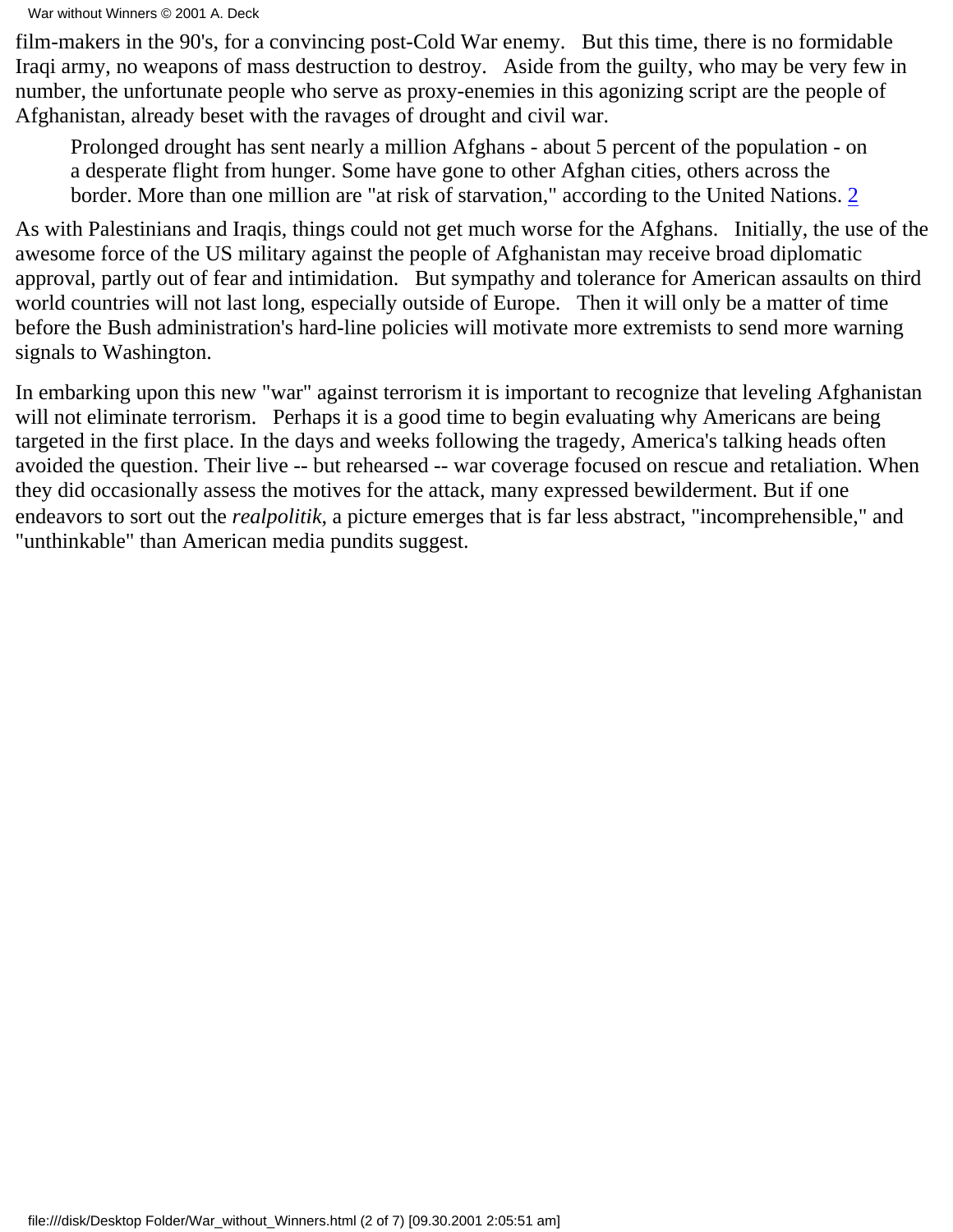film-makers in the 90's, for a convincing post-Cold War enemy. But this time, there is no formidable Iraqi army, no weapons of mass destruction to destroy. Aside from the guilty, who may be very few in number, the unfortunate people who serve as proxy-enemies in this agonizing script are the people of Afghanistan, already beset with the ravages of drought and civil war.

> Prolonged drought has sent nearly a million Afghans - about 5 percent of the population - on a desperate flight from hunger. Some have gone to other Afghan cities, others across the border. More than one million are "at risk of starvation," according to the United Nations. [2]

As with Palestinians and Iraqis, things could not get much worse for the Afghans. Initially, the use of the awesome force of the US military against the people of Afghanistan may receive broad diplomatic approval, partly out of fear and intimidation. But sympathy and tolerance for American assaults on third world countries will not last long, especially outside of Europe. Then it will only be a matter of time before the Bush administration's hard-line policies will motivate more extremists to send more warning signals to Washington.

In embarking upon this new "war" against terrorism it is important to recognize that leveling Afghanistan will not eliminate terrorism. Perhaps it is a good time to begin evaluating why Americans are being targeted in the first place. In the days and weeks following the tragedy, America's talking heads often avoided the question. Their live -- but rehearsed -- war coverage focused on rescue and retaliation. When they did occasionally assess the motives for the attack, many expressed bewilderment. But if one endeavors to sort out the *realpolitik*, a picture emerges that is far less abstract, "incomprehensible," and "unthinkable" than American media pundits suggest.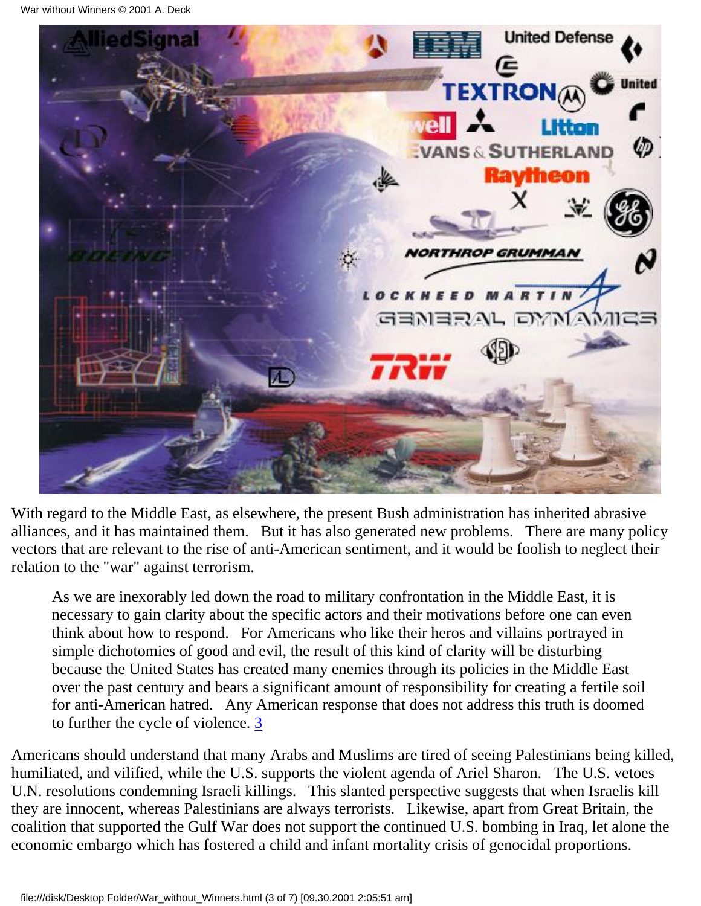With regard to the Middle East, as elsewhere, the present Bush administration has inherited abrasive alliances, and it has maintained them. But it has also generated new problems. There are many policy vectors that are relevant to the rise of anti-American sentiment, and it would be foolish to neglect their relation to the "war" against terrorism.

> As we are inexorably led down the road to military confrontation in the Middle East, it is necessary to gain clarity about the specific actors and their motivations before one can even think about how to respond. For Americans who like their heros and villains portrayed in simple dichotomies of good and evil, the result of this kind of clarity will be disturbing because the United States has created many enemies through its policies in the Middle East over the past century and bears a significant amount of responsibility for creating a fertile soil for anti-American hatred. Any American response that does not address this truth is doomed to further the cycle of violence. 3

Americans should understand that many Arabs and Muslims are tired of seeing Palestinians being killed, humiliated, and vilified, while the U.S. supports the violent agenda of Ariel Sharon. The U.S. vetoes U.N. resolutions condemning Israeli killings. This slanted perspective suggests that when Israelis kill they are innocent, whereas Palestinians are always terrorists. Likewise, apart from Great Britain, the coalition that supported the Gulf War does not support the continued U.S. bombing in Iraq, let alone the economic embargo which has fostered a child and infant mortality crisis of genocidal proportions.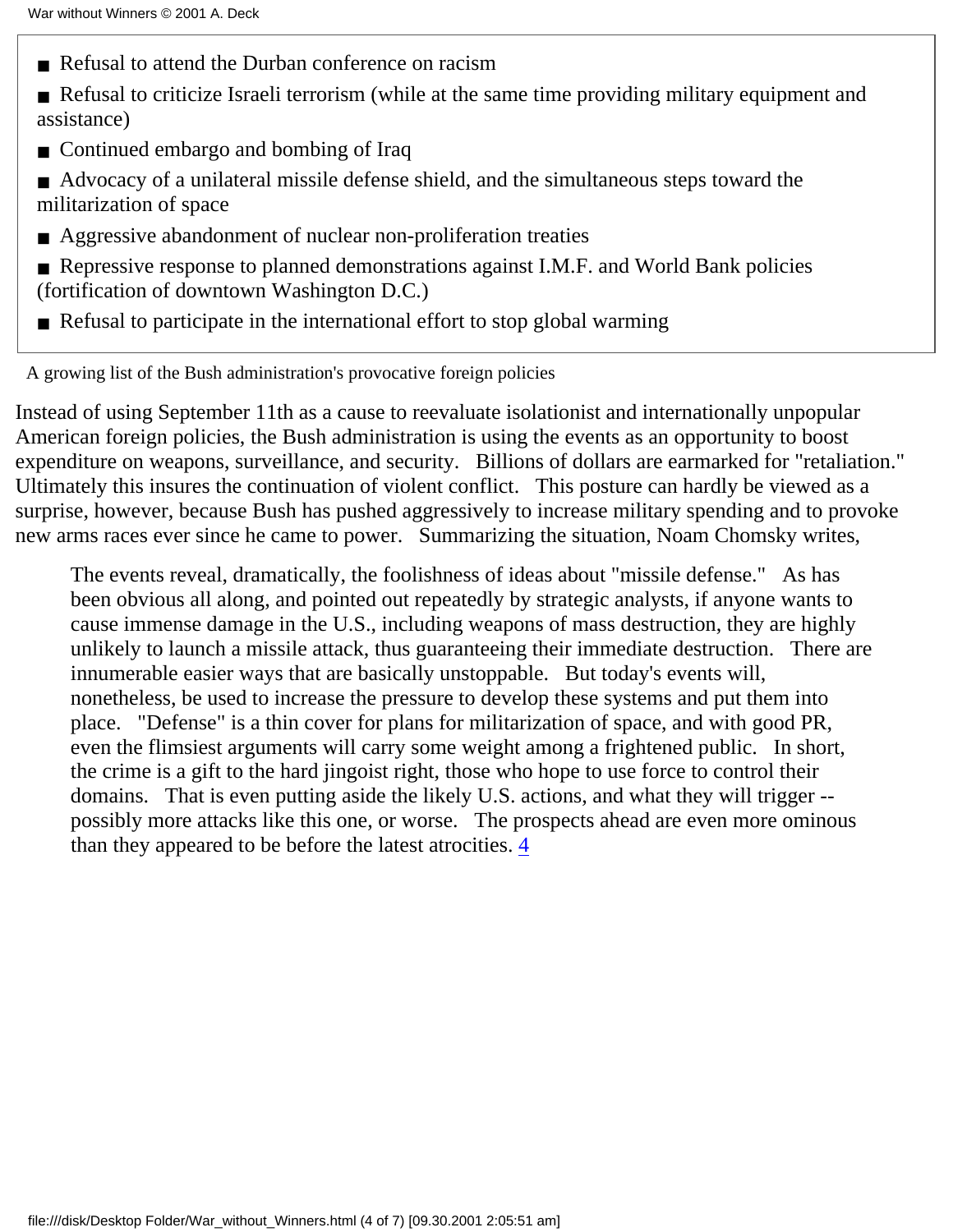- Refusal to attend the Durban conference on racism
- Refusal to criticize Israeli terrorism (while at the same time providing military equipment and assistance)
- Continued embargo and bombing of Iraq
- Advocacy of a unilateral missile defense shield, and the simultaneous steps toward the militarization of space
- Aggressive abandonment of nuclear non-proliferation treaties
- Repressive response to planned demonstrations against I.M.F. and World Bank policies (fortification of downtown Washington D.C.)
- Refusal to participate in the international effort to stop global warming

A growing list of the Bush administration's provocative foreign policies

Instead of using September 11th as a cause to reevaluate isolationist and internationally unpopular American foreign policies, the Bush administration is using the events as an opportunity to boost expenditure on weapons, surveillance, and security. Billions of dollars are earmarked for "retaliation." Ultimately this insures the continuation of violent conflict. This posture can hardly be viewed as a surprise, however, because Bush has pushed aggressively to increase military spending and to provoke new arms races ever since he came to power. Summarizing the situation, Noam Chomsky writes,

> The events reveal, dramatically, the foolishness of ideas about "missile defense." As has been obvious all along, and pointed out repeatedly by strategic analysts, if anyone wants to cause immense damage in the U.S., including weapons of mass destruction, they are highly unlikely to launch a missile attack, thus guaranteeing their immediate destruction. There are innumerable easier ways that are basically unstoppable. But today's events will, nonetheless, be used to increase the pressure to develop these systems and put them into place. "Defense" is a thin cover for plans for militarization of space, and with good PR, even the flimsiest arguments will carry some weight among a frightened public. In short, the crime is a gift to the hard jingoist right, those who hope to use force to control their domains. That is even putting aside the likely U.S. actions, and what they will trigger -- possibly more attacks like this one, or worse. The prospects ahead are even more ominous than they appeared to be before the latest atrocities. [4]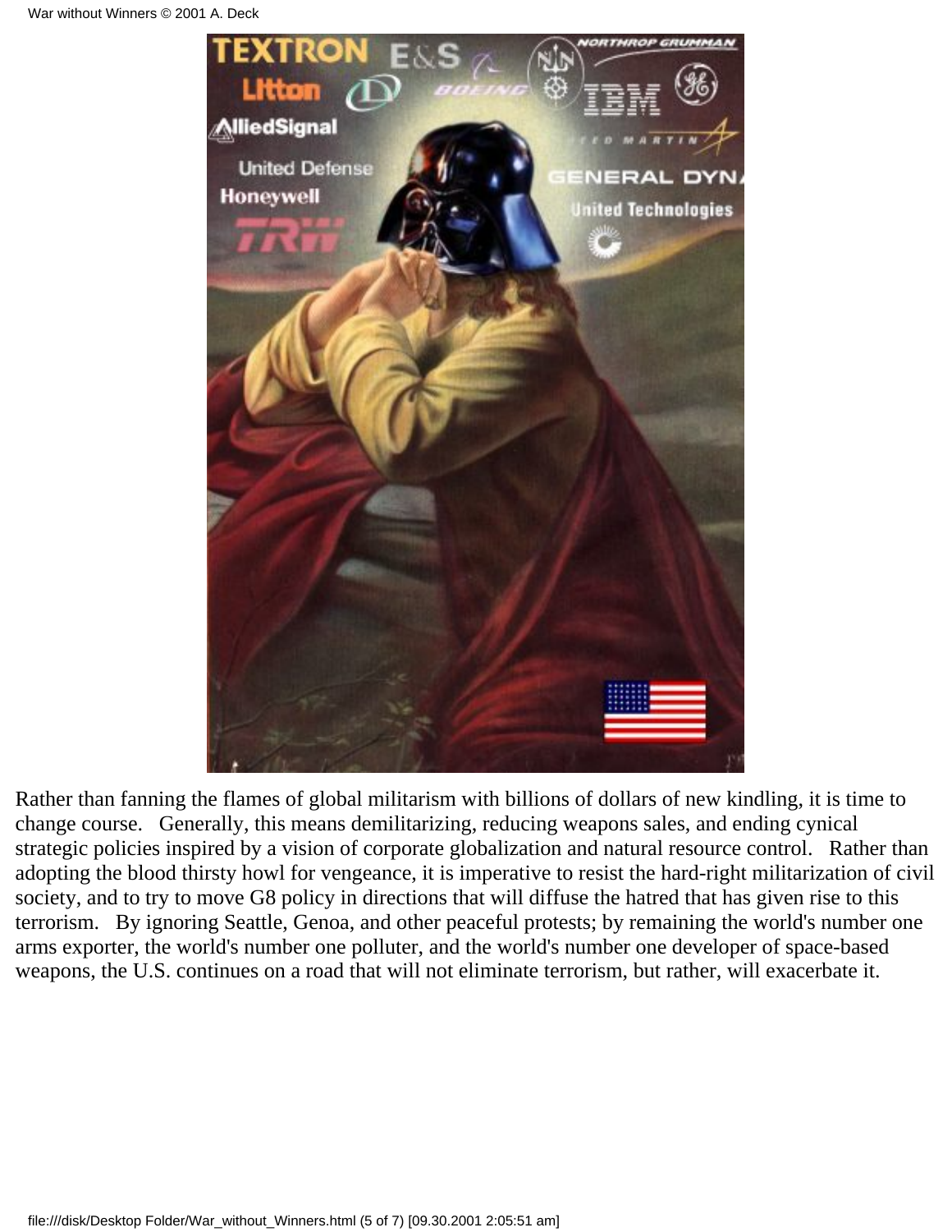Rather than fanning the flames of global militarism with billions of dollars of new kindling, it is time to change course. Generally, this means demilitarizing, reducing weapons sales, and ending cynical strategic policies inspired by a vision of corporate globalization and natural resource control. Rather than adopting the blood thirsty howl for vengeance, it is imperative to resist the hard-right militarization of civil society, and to try to move G8 policy in directions that will diffuse the hatred that has given rise to this terrorism. By ignoring Seattle, Genoa, and other peaceful protests; by remaining the world's number one arms exporter, the world's number one polluter, and the world's number one developer of space-based weapons, the U.S. continues on a road that will not eliminate terrorism, but rather, will exacerbate it.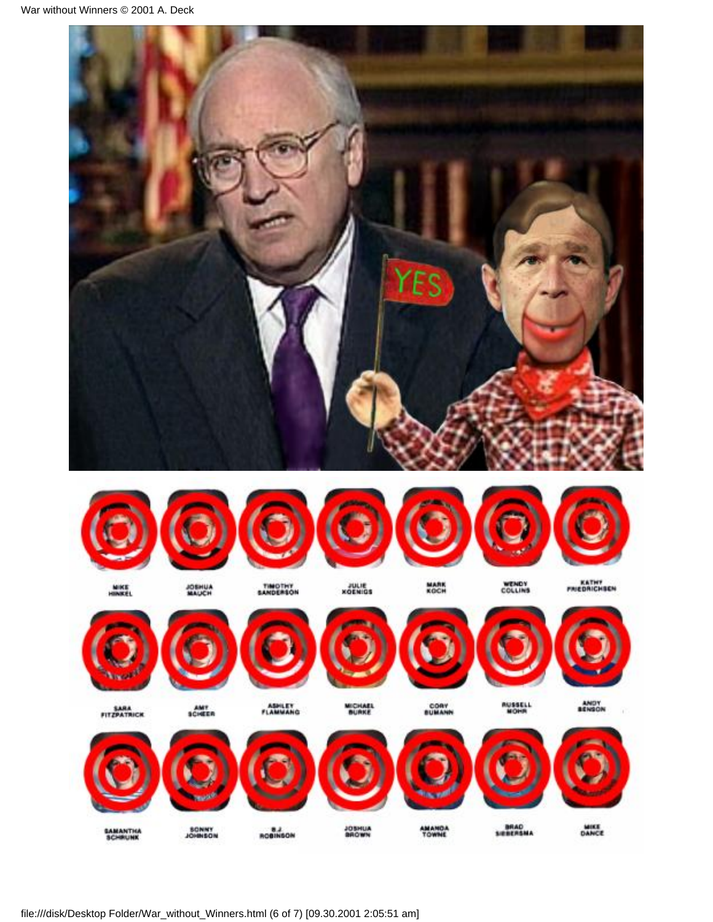YES

| | | | | | | |
|---|---|---|---|---|---|---|
| MIKE HINKEL | JOSHUA MAUCH | TIMOTHY SANDERSON | JULIE KOENIGS | MARK KOCH | WENDY COLLINS | KATHY FRIEDRICHSEN |
| SARA FITZPATRICK | AMY SCHEER | ASHLEY FLAMMANG | MICHAEL BURKE | CORY BUMANN | RUSSELL MOHR | ANDY BENSON |
| SAMANTHA SCHRUNK | SONNY JOHNSON | B.J. ROBINSON | JOSHUA BROWN | AMANDA TOWNE | BRAD SIEBERSMA | MIKE DANCE |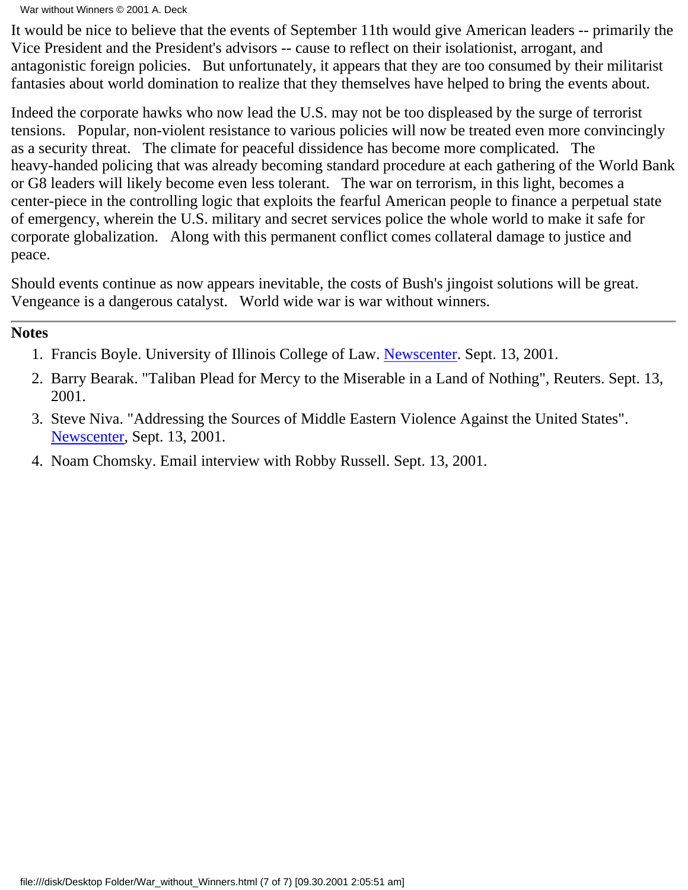It would be nice to believe that the events of September 11th would give American leaders -- primarily the Vice President and the President's advisors -- cause to reflect on their isolationist, arrogant, and antagonistic foreign policies. But unfortunately, it appears that they are too consumed by their militarist fantasies about world domination to realize that they themselves have helped to bring the events about.

Indeed the corporate hawks who now lead the U.S. may not be too displeased by the surge of terrorist tensions. Popular, non-violent resistance to various policies will now be treated even more convincingly as a security threat. The climate for peaceful dissidence has become more complicated. The heavy-handed policing that was already becoming standard procedure at each gathering of the World Bank or G8 leaders will likely become even less tolerant. The war on terrorism, in this light, becomes a center-piece in the controlling logic that exploits the fearful American people to finance a perpetual state of emergency, wherein the U.S. military and secret services police the whole world to make it safe for corporate globalization. Along with this permanent conflict comes collateral damage to justice and peace.

Should events continue as now appears inevitable, the costs of Bush's jingoist solutions will be great. Vengeance is a dangerous catalyst. World wide war is war without winners.

---

## Notes

1. Francis Boyle. University of Illinois College of Law. Newscenter. Sept. 13, 2001.
2. Barry Bearak. "Taliban Plead for Mercy to the Miserable in a Land of Nothing", Reuters. Sept. 13, 2001.
3. Steve Niva. "Addressing the Sources of Middle Eastern Violence Against the United States". Newscenter, Sept. 13, 2001.
4. Noam Chomsky. Email interview with Robby Russell. Sept. 13, 2001.